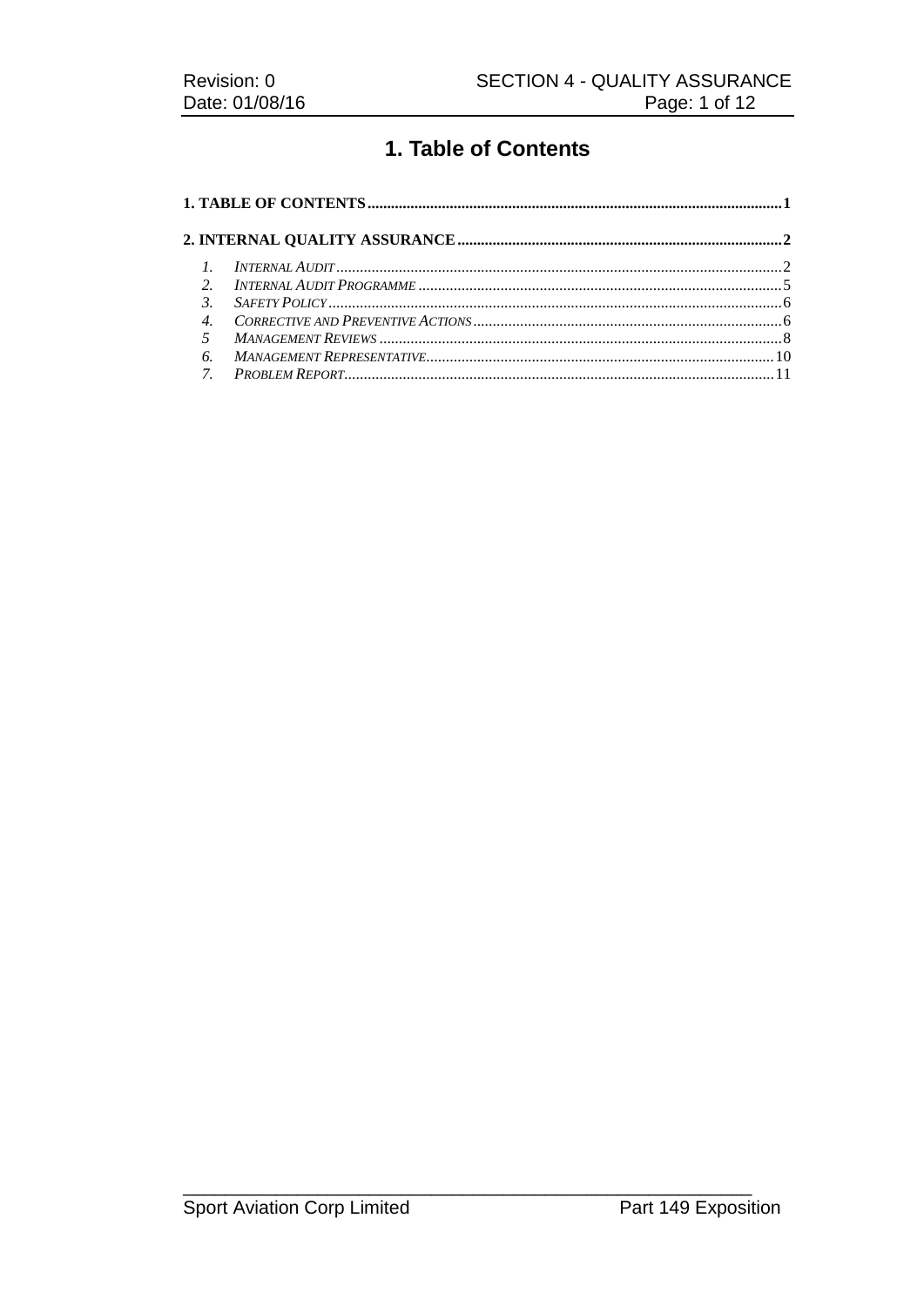# 1. Table of Contents

**1. TABLE OF CONTENTS** .......... **1**

**2. INTERNAL QUALITY ASSURANCE** .......... **2**

1. *INTERNAL AUDIT* .......... 2
2. *INTERNAL AUDIT PROGRAMME* .......... 5
3. *SAFETY POLICY* .......... 6
4. *CORRECTIVE AND PREVENTIVE ACTIONS* .......... 6
5. *MANAGEMENT REVIEWS* .......... 8
6. *MANAGEMENT REPRESENTATIVE* .......... 10
7. *PROBLEM REPORT* .......... 11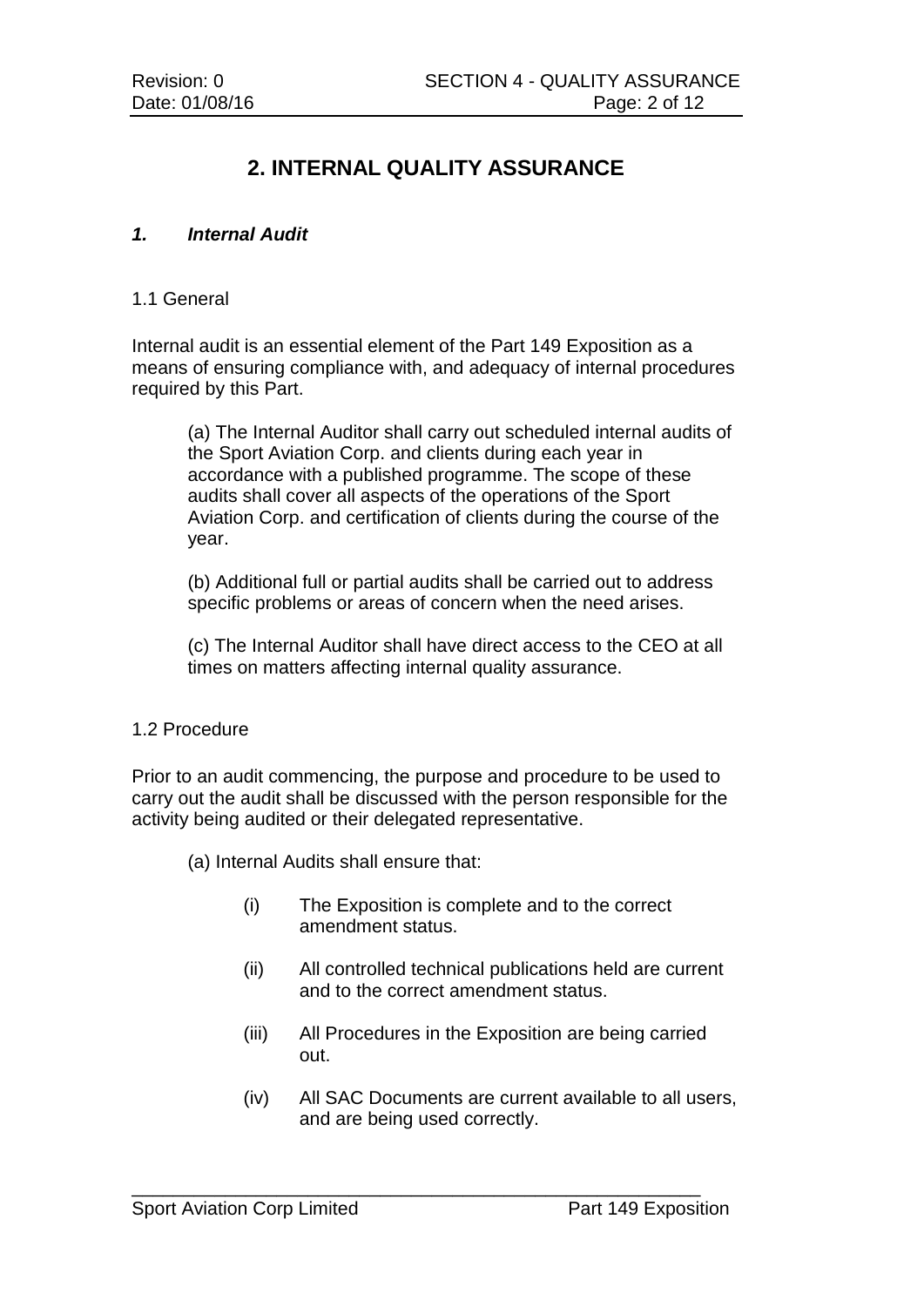# 2. INTERNAL QUALITY ASSURANCE

## *1. Internal Audit*

### 1.1 General

Internal audit is an essential element of the Part 149 Exposition as a means of ensuring compliance with, and adequacy of internal procedures required by this Part.

(a) The Internal Auditor shall carry out scheduled internal audits of the Sport Aviation Corp. and clients during each year in accordance with a published programme. The scope of these audits shall cover all aspects of the operations of the Sport Aviation Corp. and certification of clients during the course of the year.

(b) Additional full or partial audits shall be carried out to address specific problems or areas of concern when the need arises.

(c) The Internal Auditor shall have direct access to the CEO at all times on matters affecting internal quality assurance.

### 1.2 Procedure

Prior to an audit commencing, the purpose and procedure to be used to carry out the audit shall be discussed with the person responsible for the activity being audited or their delegated representative.

(a) Internal Audits shall ensure that:

- (i) The Exposition is complete and to the correct amendment status.
- (ii) All controlled technical publications held are current and to the correct amendment status.
- (iii) All Procedures in the Exposition are being carried out.
- (iv) All SAC Documents are current available to all users, and are being used correctly.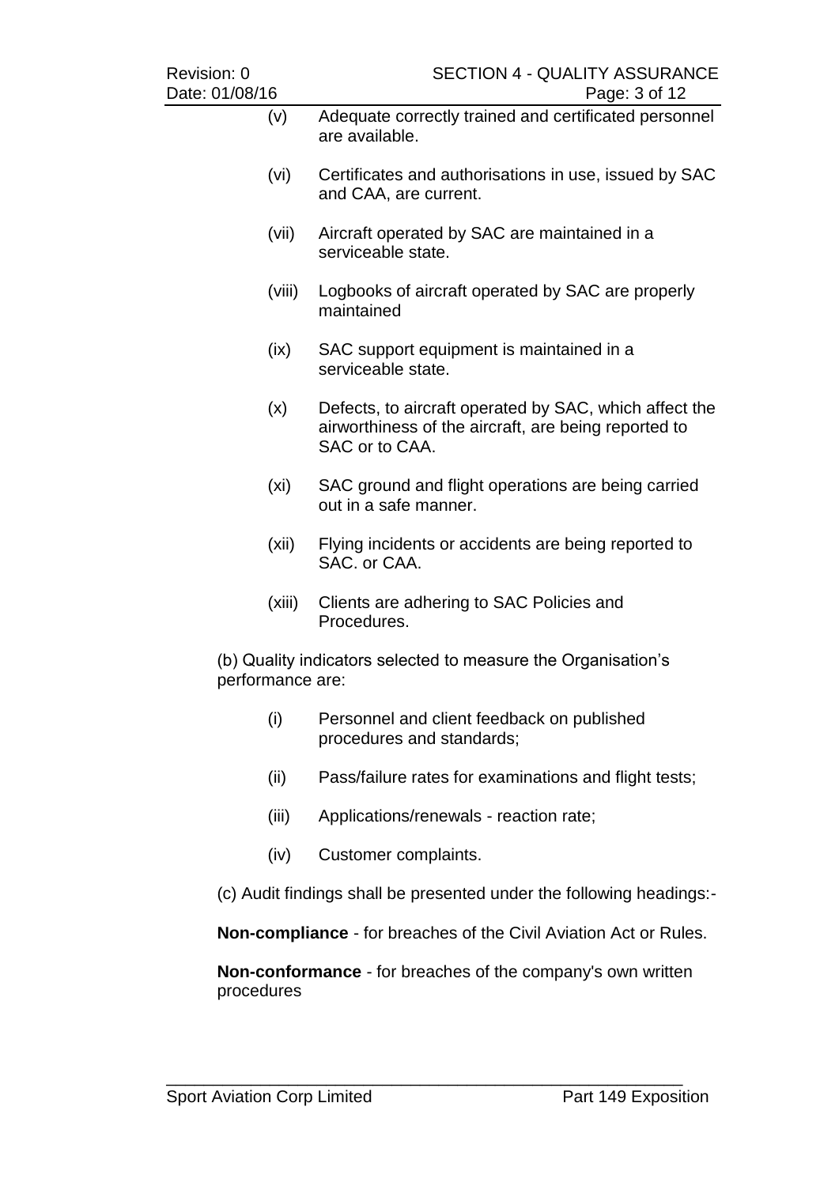(v) Adequate correctly trained and certificated personnel are available.

(vi) Certificates and authorisations in use, issued by SAC and CAA, are current.

(vii) Aircraft operated by SAC are maintained in a serviceable state.

(viii) Logbooks of aircraft operated by SAC are properly maintained

(ix) SAC support equipment is maintained in a serviceable state.

(x) Defects, to aircraft operated by SAC, which affect the airworthiness of the aircraft, are being reported to SAC or to CAA.

(xi) SAC ground and flight operations are being carried out in a safe manner.

(xii) Flying incidents or accidents are being reported to SAC. or CAA.

(xiii) Clients are adhering to SAC Policies and Procedures.

(b) Quality indicators selected to measure the Organisation's performance are:

(i) Personnel and client feedback on published procedures and standards;

(ii) Pass/failure rates for examinations and flight tests;

(iii) Applications/renewals - reaction rate;

(iv) Customer complaints.

(c) Audit findings shall be presented under the following headings:-

**Non-compliance** - for breaches of the Civil Aviation Act or Rules.

**Non-conformance** - for breaches of the company's own written procedures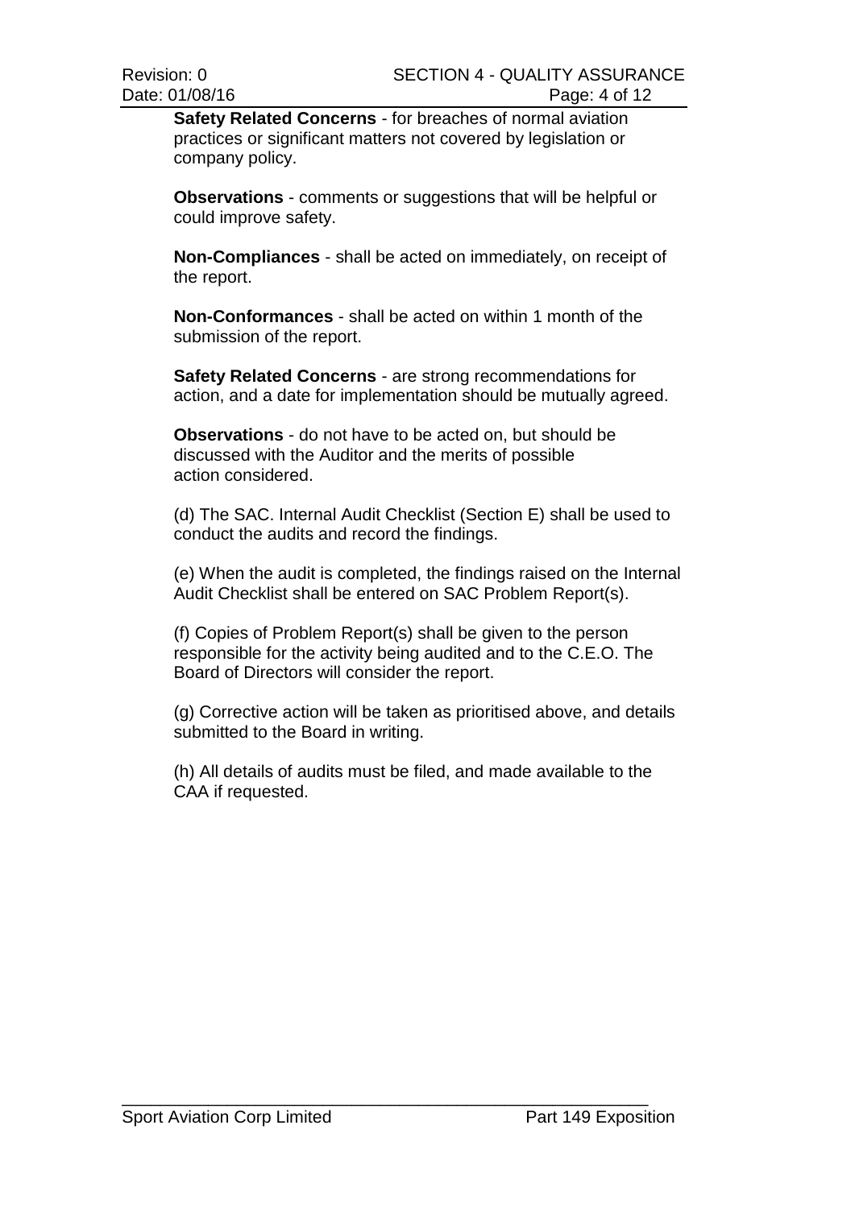**Safety Related Concerns** - for breaches of normal aviation practices or significant matters not covered by legislation or company policy.

**Observations** - comments or suggestions that will be helpful or could improve safety.

**Non-Compliances** - shall be acted on immediately, on receipt of the report.

**Non-Conformances** - shall be acted on within 1 month of the submission of the report.

**Safety Related Concerns** - are strong recommendations for action, and a date for implementation should be mutually agreed.

**Observations** - do not have to be acted on, but should be discussed with the Auditor and the merits of possible action considered.

(d) The SAC. Internal Audit Checklist (Section E) shall be used to conduct the audits and record the findings.

(e) When the audit is completed, the findings raised on the Internal Audit Checklist shall be entered on SAC Problem Report(s).

(f) Copies of Problem Report(s) shall be given to the person responsible for the activity being audited and to the C.E.O. The Board of Directors will consider the report.

(g) Corrective action will be taken as prioritised above, and details submitted to the Board in writing.

(h) All details of audits must be filed, and made available to the CAA if requested.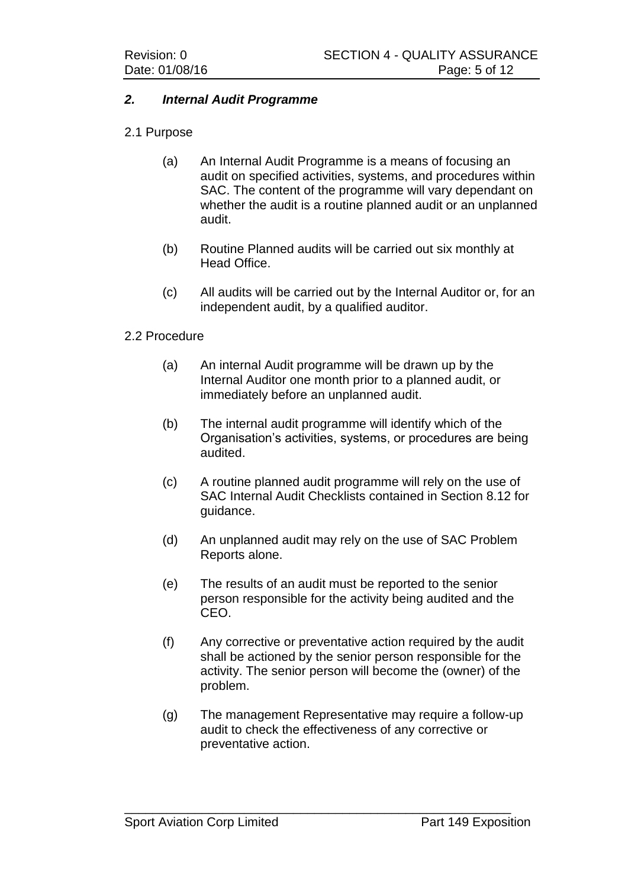## *2. Internal Audit Programme*

2.1 Purpose

(a) An Internal Audit Programme is a means of focusing an audit on specified activities, systems, and procedures within SAC. The content of the programme will vary dependant on whether the audit is a routine planned audit or an unplanned audit.

(b) Routine Planned audits will be carried out six monthly at Head Office.

(c) All audits will be carried out by the Internal Auditor or, for an independent audit, by a qualified auditor.

2.2 Procedure

(a) An internal Audit programme will be drawn up by the Internal Auditor one month prior to a planned audit, or immediately before an unplanned audit.

(b) The internal audit programme will identify which of the Organisation's activities, systems, or procedures are being audited.

(c) A routine planned audit programme will rely on the use of SAC Internal Audit Checklists contained in Section 8.12 for guidance.

(d) An unplanned audit may rely on the use of SAC Problem Reports alone.

(e) The results of an audit must be reported to the senior person responsible for the activity being audited and the CEO.

(f) Any corrective or preventative action required by the audit shall be actioned by the senior person responsible for the activity. The senior person will become the (owner) of the problem.

(g) The management Representative may require a follow-up audit to check the effectiveness of any corrective or preventative action.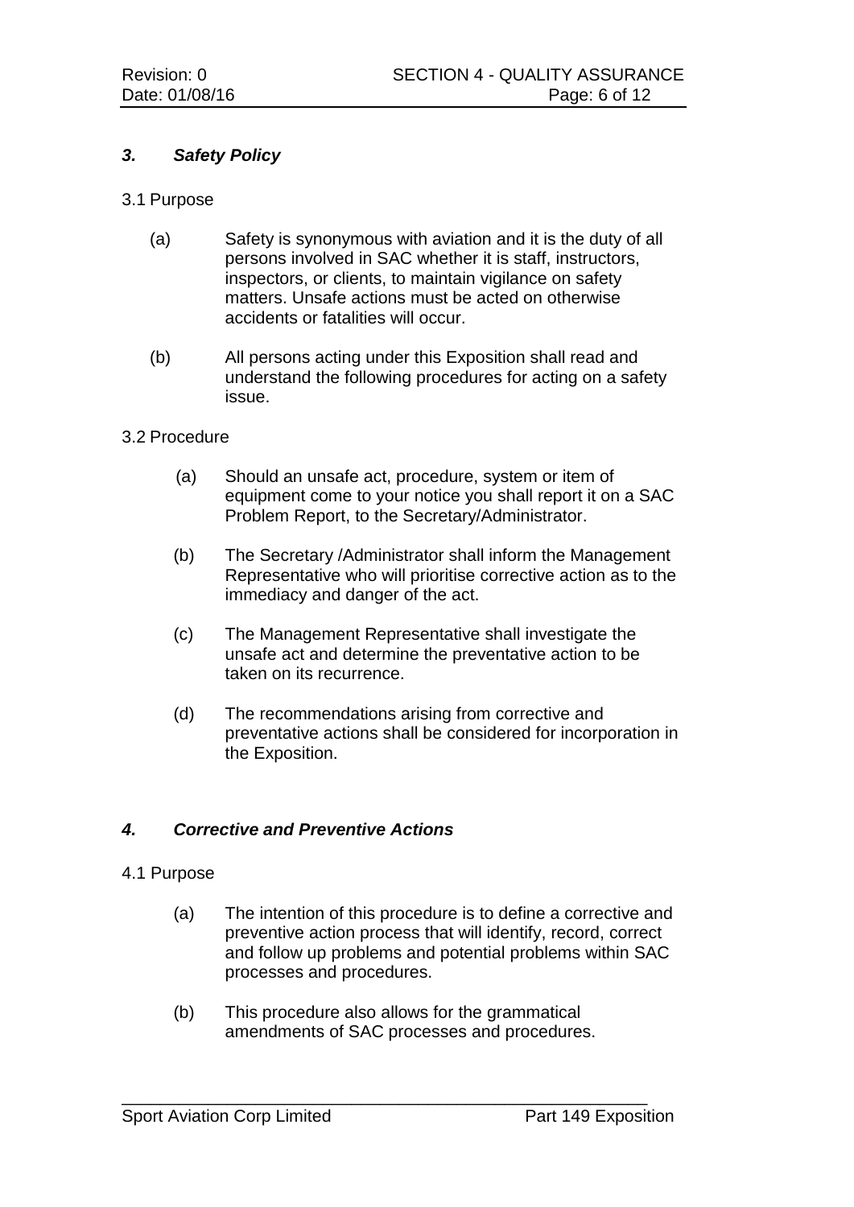### *3. Safety Policy*

3.1 Purpose

(a) Safety is synonymous with aviation and it is the duty of all persons involved in SAC whether it is staff, instructors, inspectors, or clients, to maintain vigilance on safety matters. Unsafe actions must be acted on otherwise accidents or fatalities will occur.

(b) All persons acting under this Exposition shall read and understand the following procedures for acting on a safety issue.

3.2 Procedure

(a) Should an unsafe act, procedure, system or item of equipment come to your notice you shall report it on a SAC Problem Report, to the Secretary/Administrator.

(b) The Secretary /Administrator shall inform the Management Representative who will prioritise corrective action as to the immediacy and danger of the act.

(c) The Management Representative shall investigate the unsafe act and determine the preventative action to be taken on its recurrence.

(d) The recommendations arising from corrective and preventative actions shall be considered for incorporation in the Exposition.

### *4. Corrective and Preventive Actions*

4.1 Purpose

(a) The intention of this procedure is to define a corrective and preventive action process that will identify, record, correct and follow up problems and potential problems within SAC processes and procedures.

(b) This procedure also allows for the grammatical amendments of SAC processes and procedures.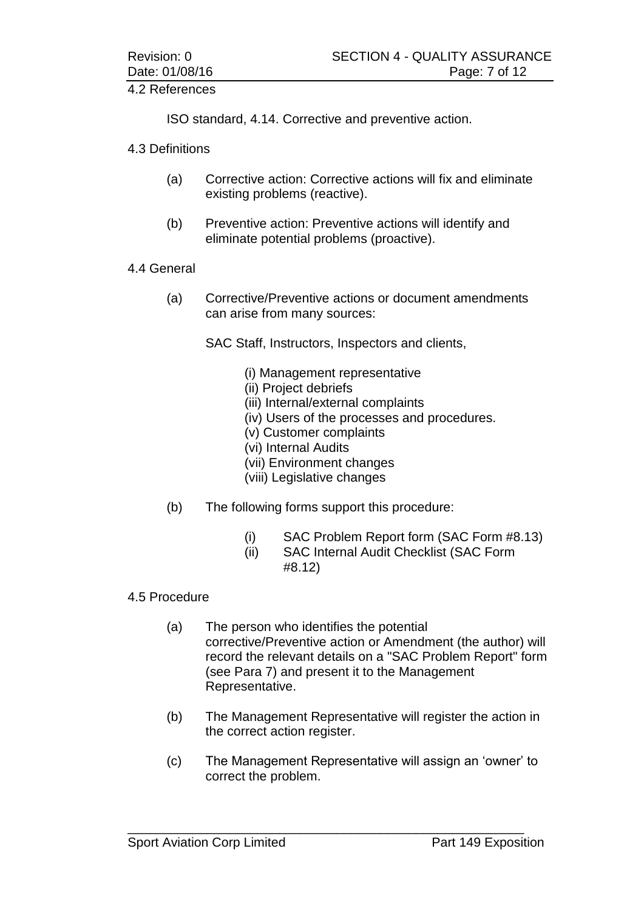## 4.2 References

ISO standard, 4.14. Corrective and preventive action.

## 4.3 Definitions

(a) Corrective action: Corrective actions will fix and eliminate existing problems (reactive).

(b) Preventive action: Preventive actions will identify and eliminate potential problems (proactive).

## 4.4 General

(a) Corrective/Preventive actions or document amendments can arise from many sources:

SAC Staff, Instructors, Inspectors and clients,

(i) Management representative
(ii) Project debriefs
(iii) Internal/external complaints
(iv) Users of the processes and procedures.
(v) Customer complaints
(vi) Internal Audits
(vii) Environment changes
(viii) Legislative changes

(b) The following forms support this procedure:

(i) SAC Problem Report form (SAC Form #8.13)
(ii) SAC Internal Audit Checklist (SAC Form #8.12)

## 4.5 Procedure

(a) The person who identifies the potential corrective/Preventive action or Amendment (the author) will record the relevant details on a "SAC Problem Report" form (see Para 7) and present it to the Management Representative.

(b) The Management Representative will register the action in the correct action register.

(c) The Management Representative will assign an 'owner' to correct the problem.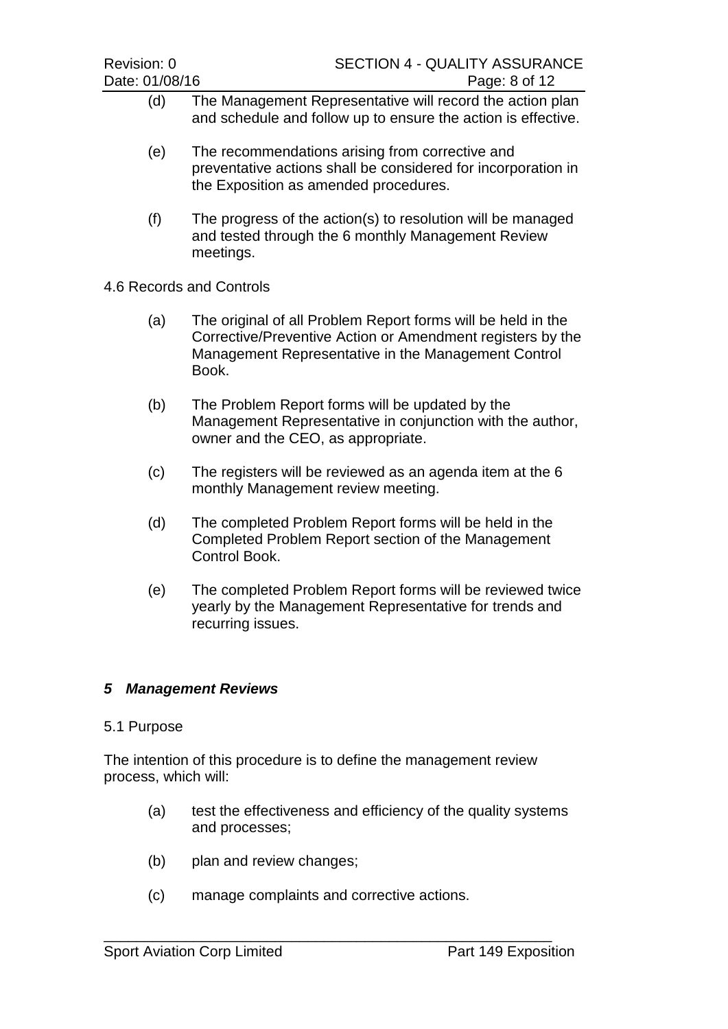(d) The Management Representative will record the action plan and schedule and follow up to ensure the action is effective.

(e) The recommendations arising from corrective and preventative actions shall be considered for incorporation in the Exposition as amended procedures.

(f) The progress of the action(s) to resolution will be managed and tested through the 6 monthly Management Review meetings.

4.6 Records and Controls

(a) The original of all Problem Report forms will be held in the Corrective/Preventive Action or Amendment registers by the Management Representative in the Management Control Book.

(b) The Problem Report forms will be updated by the Management Representative in conjunction with the author, owner and the CEO, as appropriate.

(c) The registers will be reviewed as an agenda item at the 6 monthly Management review meeting.

(d) The completed Problem Report forms will be held in the Completed Problem Report section of the Management Control Book.

(e) The completed Problem Report forms will be reviewed twice yearly by the Management Representative for trends and recurring issues.

## *5 Management Reviews*

5.1 Purpose

The intention of this procedure is to define the management review process, which will:

(a) test the effectiveness and efficiency of the quality systems and processes;

(b) plan and review changes;

(c) manage complaints and corrective actions.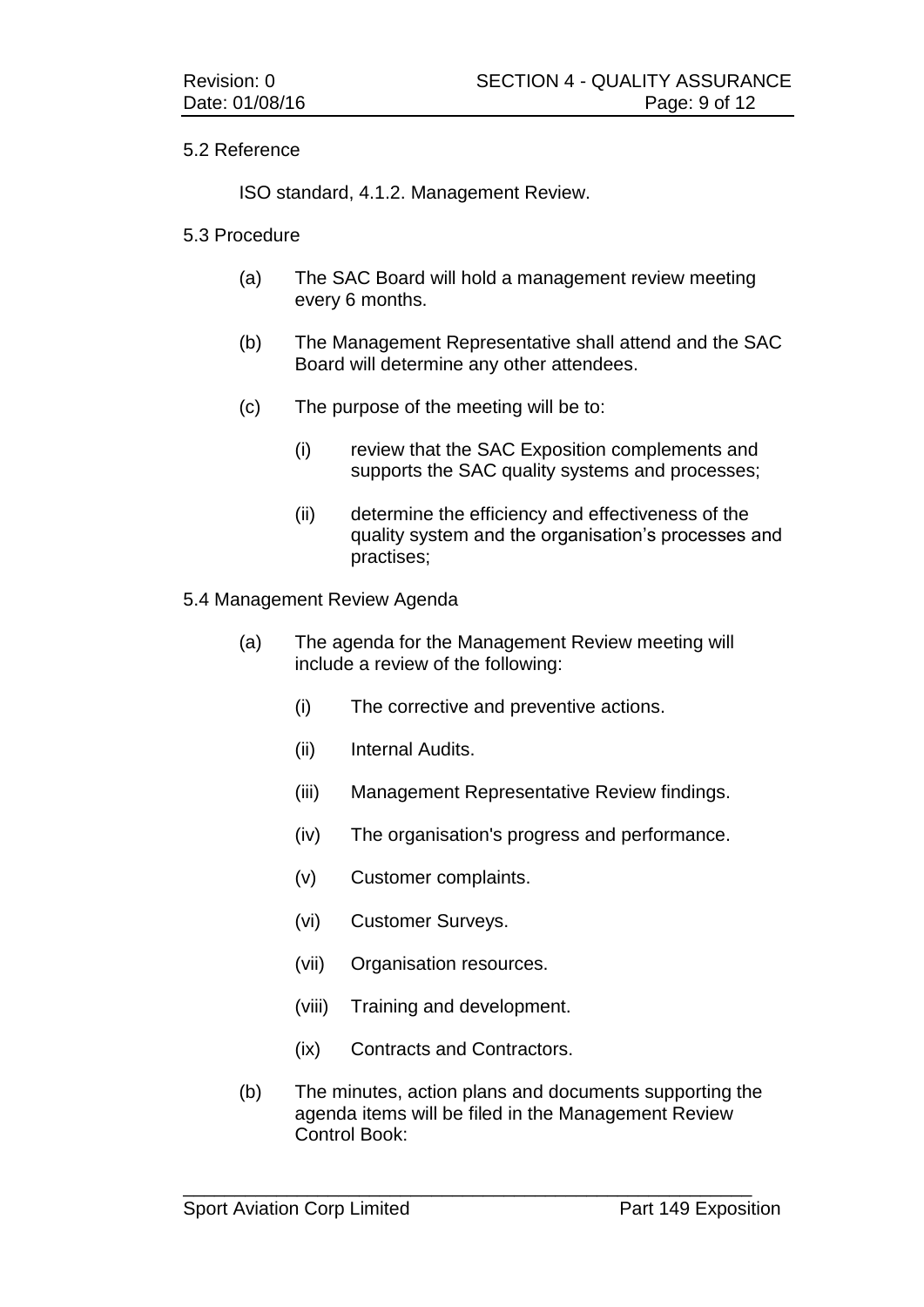5.2 Reference

ISO standard, 4.1.2. Management Review.

5.3 Procedure

(a) The SAC Board will hold a management review meeting every 6 months.

(b) The Management Representative shall attend and the SAC Board will determine any other attendees.

(c) The purpose of the meeting will be to:

  (i) review that the SAC Exposition complements and supports the SAC quality systems and processes;

  (ii) determine the efficiency and effectiveness of the quality system and the organisation's processes and practises;

5.4 Management Review Agenda

(a) The agenda for the Management Review meeting will include a review of the following:

  (i) The corrective and preventive actions.

  (ii) Internal Audits.

  (iii) Management Representative Review findings.

  (iv) The organisation's progress and performance.

  (v) Customer complaints.

  (vi) Customer Surveys.

  (vii) Organisation resources.

  (viii) Training and development.

  (ix) Contracts and Contractors.

(b) The minutes, action plans and documents supporting the agenda items will be filed in the Management Review Control Book: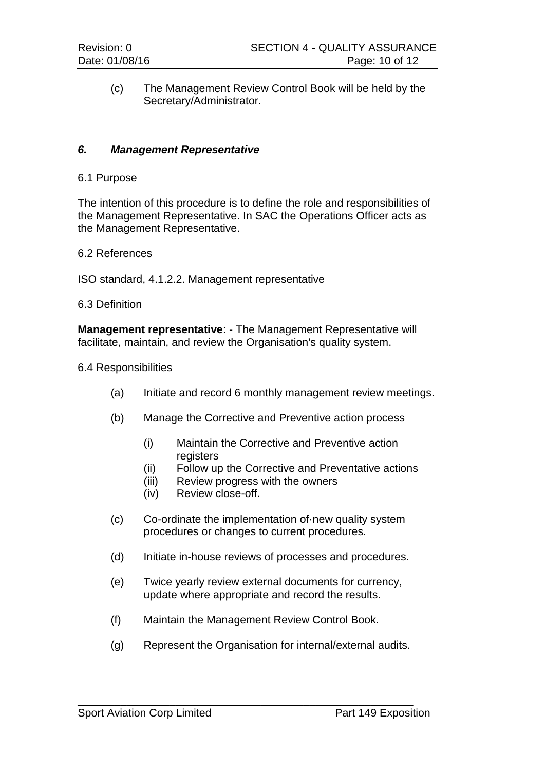(c) The Management Review Control Book will be held by the Secretary/Administrator.

## *6. Management Representative*

6.1 Purpose

The intention of this procedure is to define the role and responsibilities of the Management Representative. In SAC the Operations Officer acts as the Management Representative.

6.2 References

ISO standard, 4.1.2.2. Management representative

6.3 Definition

**Management representative**: - The Management Representative will facilitate, maintain, and review the Organisation's quality system.

6.4 Responsibilities

(a) Initiate and record 6 monthly management review meetings.

(b) Manage the Corrective and Preventive action process

   (i) Maintain the Corrective and Preventive action registers
   (ii) Follow up the Corrective and Preventative actions
   (iii) Review progress with the owners
   (iv) Review close-off.

(c) Co-ordinate the implementation of·new quality system procedures or changes to current procedures.

(d) Initiate in-house reviews of processes and procedures.

(e) Twice yearly review external documents for currency, update where appropriate and record the results.

(f) Maintain the Management Review Control Book.

(g) Represent the Organisation for internal/external audits.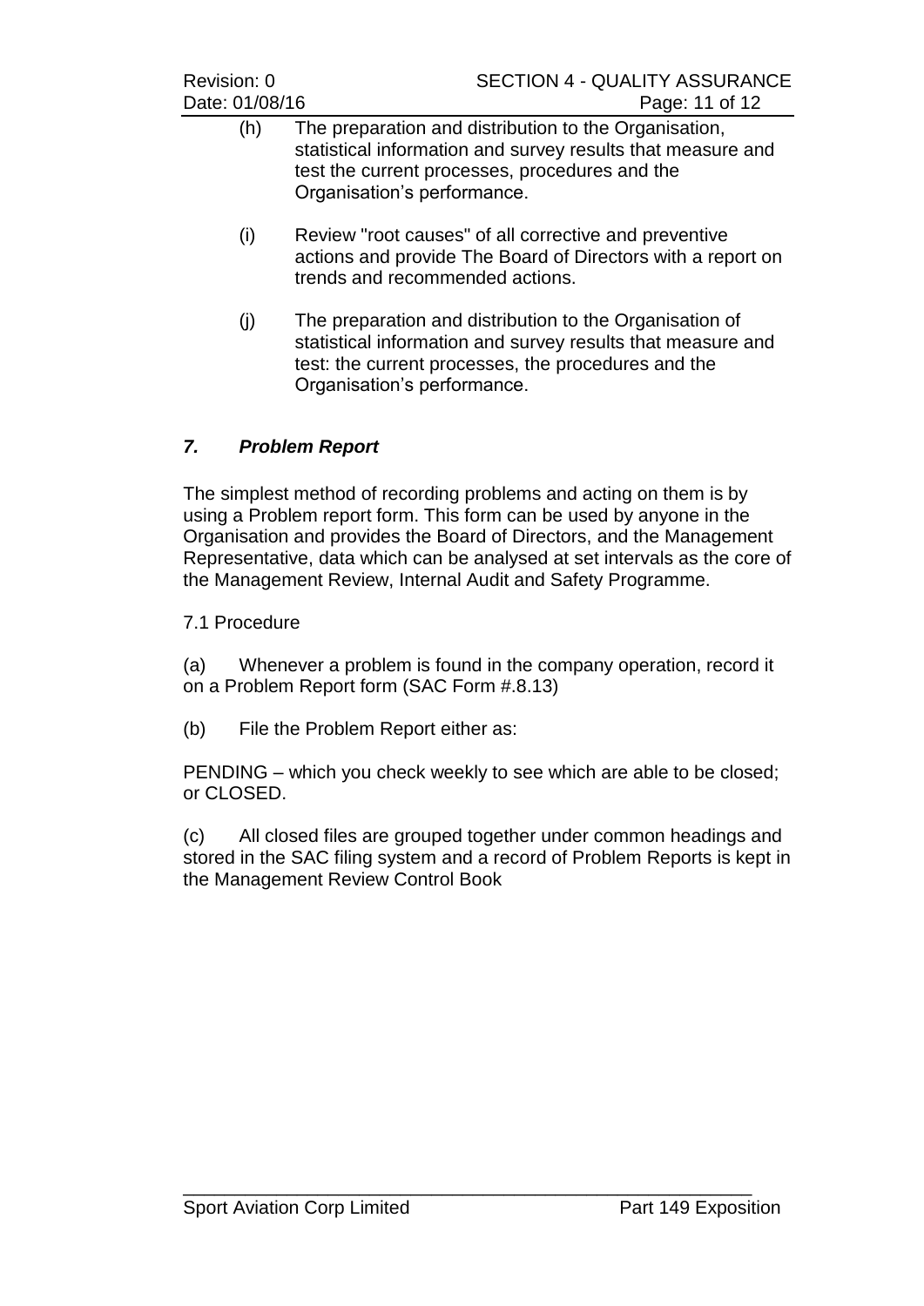(h) The preparation and distribution to the Organisation, statistical information and survey results that measure and test the current processes, procedures and the Organisation's performance.

(i) Review "root causes" of all corrective and preventive actions and provide The Board of Directors with a report on trends and recommended actions.

(j) The preparation and distribution to the Organisation of statistical information and survey results that measure and test: the current processes, the procedures and the Organisation's performance.

## *7. Problem Report*

The simplest method of recording problems and acting on them is by using a Problem report form. This form can be used by anyone in the Organisation and provides the Board of Directors, and the Management Representative, data which can be analysed at set intervals as the core of the Management Review, Internal Audit and Safety Programme.

7.1 Procedure

(a) Whenever a problem is found in the company operation, record it on a Problem Report form (SAC Form #.8.13)

(b) File the Problem Report either as:

PENDING – which you check weekly to see which are able to be closed; or CLOSED.

(c) All closed files are grouped together under common headings and stored in the SAC filing system and a record of Problem Reports is kept in the Management Review Control Book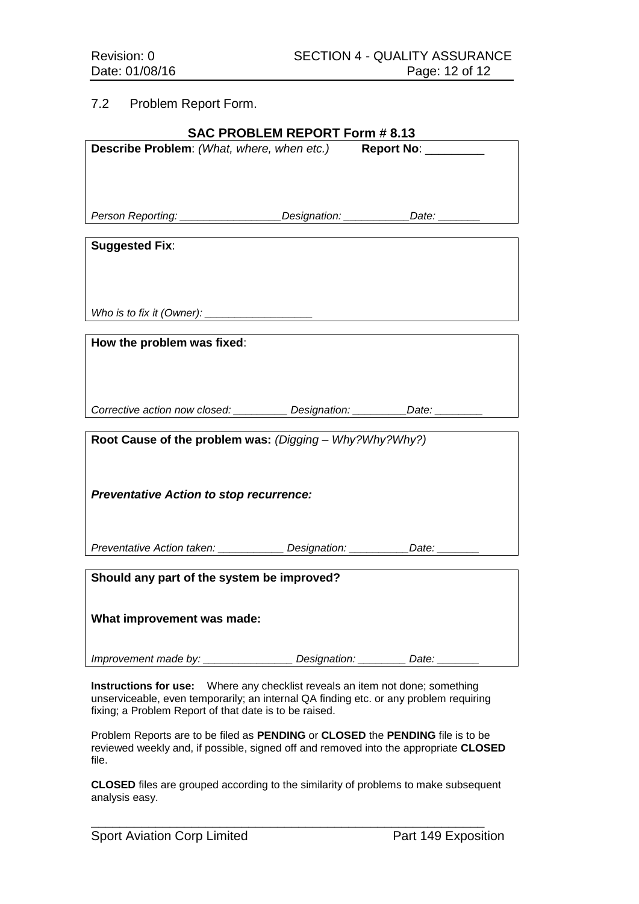7.2 Problem Report Form.

**SAC PROBLEM REPORT Form # 8.13**

**Describe Problem**: *(What, where, when etc.)* **Report No**: _________

*Person Reporting: _________________Designation: ___________Date: _______*

**Suggested Fix**:

*Who is to fix it (Owner): _________________*

**How the problem was fixed**:

*Corrective action now closed: _________ Designation: _________Date: ________*

**Root Cause of the problem was:** *(Digging – Why?Why?Why?)*

***Preventative Action to stop recurrence:***

*Preventative Action taken: ___________ Designation: __________Date: _______*

**Should any part of the system be improved?**

**What improvement was made:**

*Improvement made by: _______________ Designation: ________ Date: _______*

**Instructions for use:** Where any checklist reveals an item not done; something unserviceable, even temporarily; an internal QA finding etc. or any problem requiring fixing; a Problem Report of that date is to be raised.

Problem Reports are to be filed as **PENDING** or **CLOSED** the **PENDING** file is to be reviewed weekly and, if possible, signed off and removed into the appropriate **CLOSED** file.

**CLOSED** files are grouped according to the similarity of problems to make subsequent analysis easy.